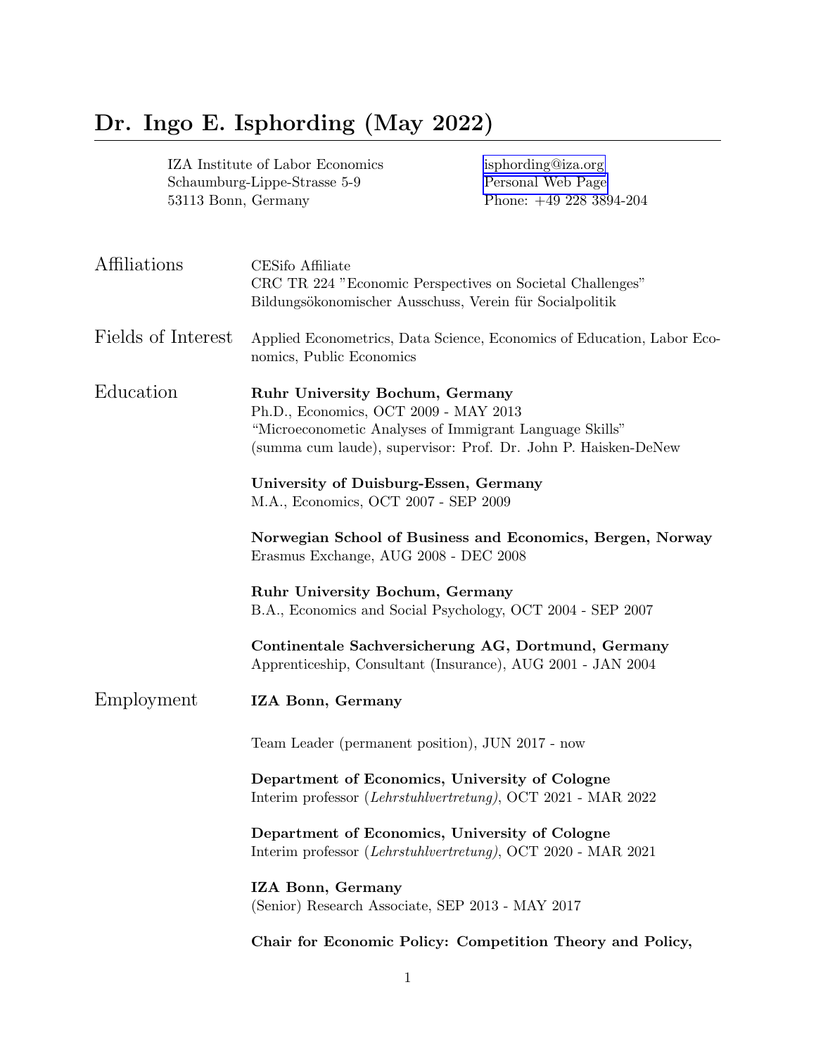# Dr. Ingo E. Isphording (May 2022)

IZA Institute of Labor Economics
Schaumburg-Lippe-Strasse 5-9
53113 Bonn, Germany

isphording@iza.org
Personal Web Page
Phone: +49 228 3894-204

## Affiliations

CESifo Affiliate
CRC TR 224 "Economic Perspectives on Societal Challenges"
Bildungsökonomischer Ausschuss, Verein für Socialpolitik

## Fields of Interest

Applied Econometrics, Data Science, Economics of Education, Labor Economics, Public Economics

## Education

**Ruhr University Bochum, Germany**
Ph.D., Economics, OCT 2009 - MAY 2013
"Microeconometic Analyses of Immigrant Language Skills"
(summa cum laude), supervisor: Prof. Dr. John P. Haisken-DeNew

**University of Duisburg-Essen, Germany**
M.A., Economics, OCT 2007 - SEP 2009

**Norwegian School of Business and Economics, Bergen, Norway**
Erasmus Exchange, AUG 2008 - DEC 2008

**Ruhr University Bochum, Germany**
B.A., Economics and Social Psychology, OCT 2004 - SEP 2007

**Continentale Sachversicherung AG, Dortmund, Germany**
Apprenticeship, Consultant (Insurance), AUG 2001 - JAN 2004

## Employment

**IZA Bonn, Germany**

Team Leader (permanent position), JUN 2017 - now

**Department of Economics, University of Cologne**
Interim professor (*Lehrstuhlvertretung)*, OCT 2021 - MAR 2022

**Department of Economics, University of Cologne**
Interim professor (*Lehrstuhlvertretung)*, OCT 2020 - MAR 2021

**IZA Bonn, Germany**
(Senior) Research Associate, SEP 2013 - MAY 2017

**Chair for Economic Policy: Competition Theory and Policy,**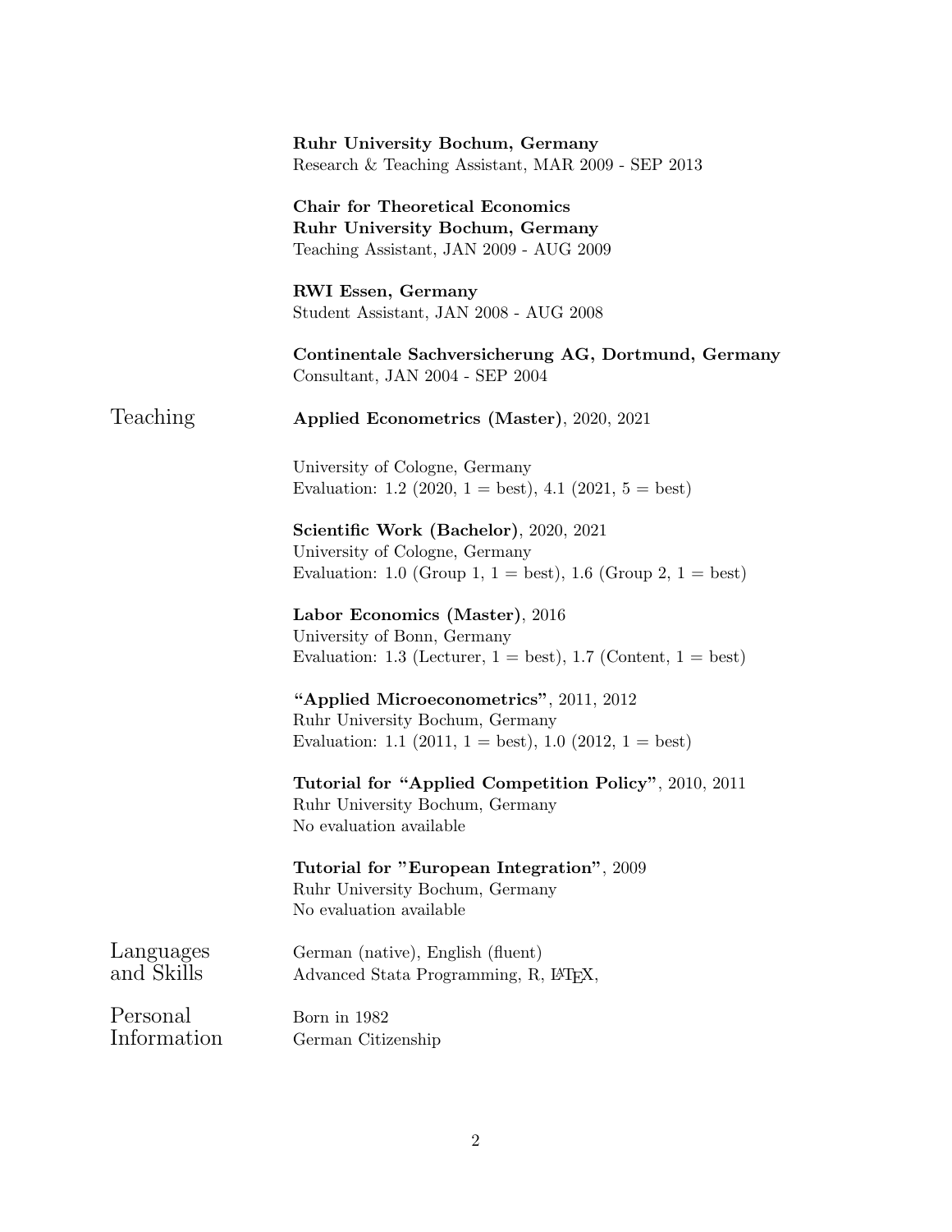**Ruhr University Bochum, Germany**
Research & Teaching Assistant, MAR 2009 - SEP 2013

**Chair for Theoretical Economics**
**Ruhr University Bochum, Germany**
Teaching Assistant, JAN 2009 - AUG 2009

**RWI Essen, Germany**
Student Assistant, JAN 2008 - AUG 2008

**Continentale Sachversicherung AG, Dortmund, Germany**
Consultant, JAN 2004 - SEP 2004

## Teaching

**Applied Econometrics (Master)**, 2020, 2021

University of Cologne, Germany
Evaluation: 1.2 (2020, 1 = best), 4.1 (2021, 5 = best)

**Scientific Work (Bachelor)**, 2020, 2021
University of Cologne, Germany
Evaluation: 1.0 (Group 1, 1 = best), 1.6 (Group 2, 1 = best)

**Labor Economics (Master)**, 2016
University of Bonn, Germany
Evaluation: 1.3 (Lecturer, 1 = best), 1.7 (Content, 1 = best)

**"Applied Microeconometrics"**, 2011, 2012
Ruhr University Bochum, Germany
Evaluation: 1.1 (2011, 1 = best), 1.0 (2012, 1 = best)

**Tutorial for "Applied Competition Policy"**, 2010, 2011
Ruhr University Bochum, Germany
No evaluation available

**Tutorial for "European Integration"**, 2009
Ruhr University Bochum, Germany
No evaluation available

## Languages and Skills

German (native), English (fluent)
Advanced Stata Programming, R, LaTeX,

## Personal Information

Born in 1982
German Citizenship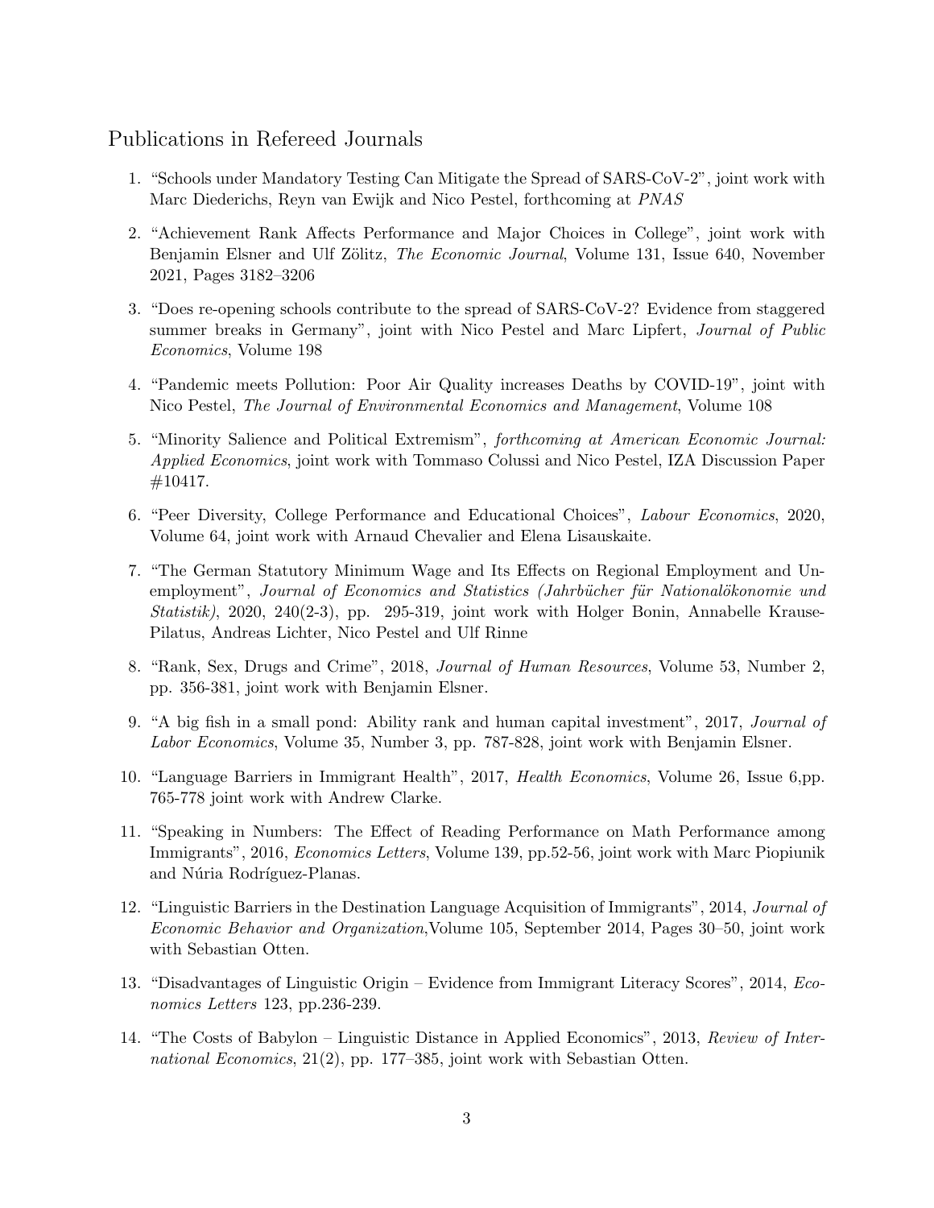## Publications in Refereed Journals

1. "Schools under Mandatory Testing Can Mitigate the Spread of SARS-CoV-2", joint work with Marc Diederichs, Reyn van Ewijk and Nico Pestel, forthcoming at *PNAS*

2. "Achievement Rank Affects Performance and Major Choices in College", joint work with Benjamin Elsner and Ulf Zölitz, *The Economic Journal*, Volume 131, Issue 640, November 2021, Pages 3182–3206

3. "Does re-opening schools contribute to the spread of SARS-CoV-2? Evidence from staggered summer breaks in Germany", joint with Nico Pestel and Marc Lipfert, *Journal of Public Economics*, Volume 198

4. "Pandemic meets Pollution: Poor Air Quality increases Deaths by COVID-19", joint with Nico Pestel, *The Journal of Environmental Economics and Management*, Volume 108

5. "Minority Salience and Political Extremism", *forthcoming at American Economic Journal: Applied Economics*, joint work with Tommaso Colussi and Nico Pestel, IZA Discussion Paper #10417.

6. "Peer Diversity, College Performance and Educational Choices", *Labour Economics*, 2020, Volume 64, joint work with Arnaud Chevalier and Elena Lisauskaite.

7. "The German Statutory Minimum Wage and Its Effects on Regional Employment and Unemployment", *Journal of Economics and Statistics (Jahrbücher für Nationalökonomie und Statistik)*, 2020, 240(2-3), pp. 295-319, joint work with Holger Bonin, Annabelle Krause-Pilatus, Andreas Lichter, Nico Pestel and Ulf Rinne

8. "Rank, Sex, Drugs and Crime", 2018, *Journal of Human Resources*, Volume 53, Number 2, pp. 356-381, joint work with Benjamin Elsner.

9. "A big fish in a small pond: Ability rank and human capital investment", 2017, *Journal of Labor Economics*, Volume 35, Number 3, pp. 787-828, joint work with Benjamin Elsner.

10. "Language Barriers in Immigrant Health", 2017, *Health Economics*, Volume 26, Issue 6,pp. 765-778 joint work with Andrew Clarke.

11. "Speaking in Numbers: The Effect of Reading Performance on Math Performance among Immigrants", 2016, *Economics Letters*, Volume 139, pp.52-56, joint work with Marc Piopiunik and Núria Rodríguez-Planas.

12. "Linguistic Barriers in the Destination Language Acquisition of Immigrants", 2014, *Journal of Economic Behavior and Organization*,Volume 105, September 2014, Pages 30–50, joint work with Sebastian Otten.

13. "Disadvantages of Linguistic Origin – Evidence from Immigrant Literacy Scores", 2014, *Economics Letters* 123, pp.236-239.

14. "The Costs of Babylon – Linguistic Distance in Applied Economics", 2013, *Review of International Economics*, 21(2), pp. 177–385, joint work with Sebastian Otten.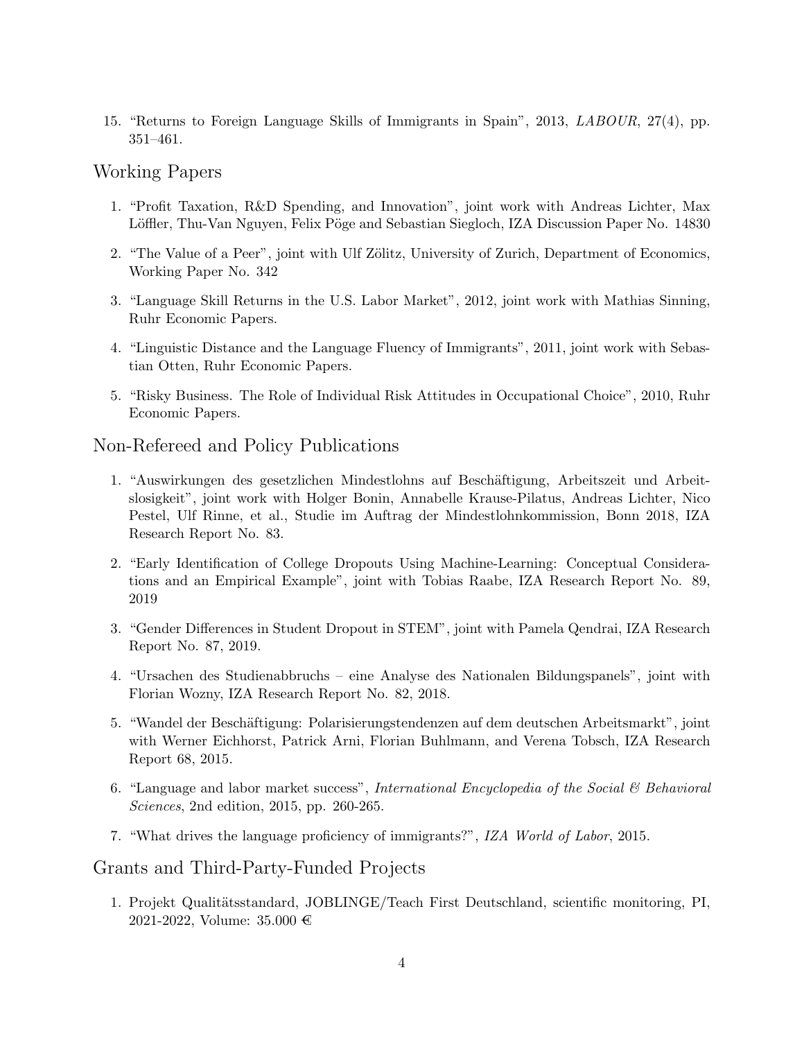15. "Returns to Foreign Language Skills of Immigrants in Spain", 2013, *LABOUR*, 27(4), pp. 351–461.

## Working Papers

1. "Profit Taxation, R&D Spending, and Innovation", joint work with Andreas Lichter, Max Löffler, Thu-Van Nguyen, Felix Pöge and Sebastian Siegloch, IZA Discussion Paper No. 14830
2. "The Value of a Peer", joint with Ulf Zölitz, University of Zurich, Department of Economics, Working Paper No. 342
3. "Language Skill Returns in the U.S. Labor Market", 2012, joint work with Mathias Sinning, Ruhr Economic Papers.
4. "Linguistic Distance and the Language Fluency of Immigrants", 2011, joint work with Sebastian Otten, Ruhr Economic Papers.
5. "Risky Business. The Role of Individual Risk Attitudes in Occupational Choice", 2010, Ruhr Economic Papers.

## Non-Refereed and Policy Publications

1. "Auswirkungen des gesetzlichen Mindestlohns auf Beschäftigung, Arbeitszeit und Arbeitslosigkeit", joint work with Holger Bonin, Annabelle Krause-Pilatus, Andreas Lichter, Nico Pestel, Ulf Rinne, et al., Studie im Auftrag der Mindestlohnkommission, Bonn 2018, IZA Research Report No. 83.
2. "Early Identification of College Dropouts Using Machine-Learning: Conceptual Considerations and an Empirical Example", joint with Tobias Raabe, IZA Research Report No. 89, 2019
3. "Gender Differences in Student Dropout in STEM", joint with Pamela Qendrai, IZA Research Report No. 87, 2019.
4. "Ursachen des Studienabbruchs – eine Analyse des Nationalen Bildungspanels", joint with Florian Wozny, IZA Research Report No. 82, 2018.
5. "Wandel der Beschäftigung: Polarisierungstendenzen auf dem deutschen Arbeitsmarkt", joint with Werner Eichhorst, Patrick Arni, Florian Buhlmann, and Verena Tobsch, IZA Research Report 68, 2015.
6. "Language and labor market success", *International Encyclopedia of the Social & Behavioral Sciences*, 2nd edition, 2015, pp. 260-265.
7. "What drives the language proficiency of immigrants?", *IZA World of Labor*, 2015.

## Grants and Third-Party-Funded Projects

1. Projekt Qualitätsstandard, JOBLINGE/Teach First Deutschland, scientific monitoring, PI, 2021-2022, Volume: 35.000 €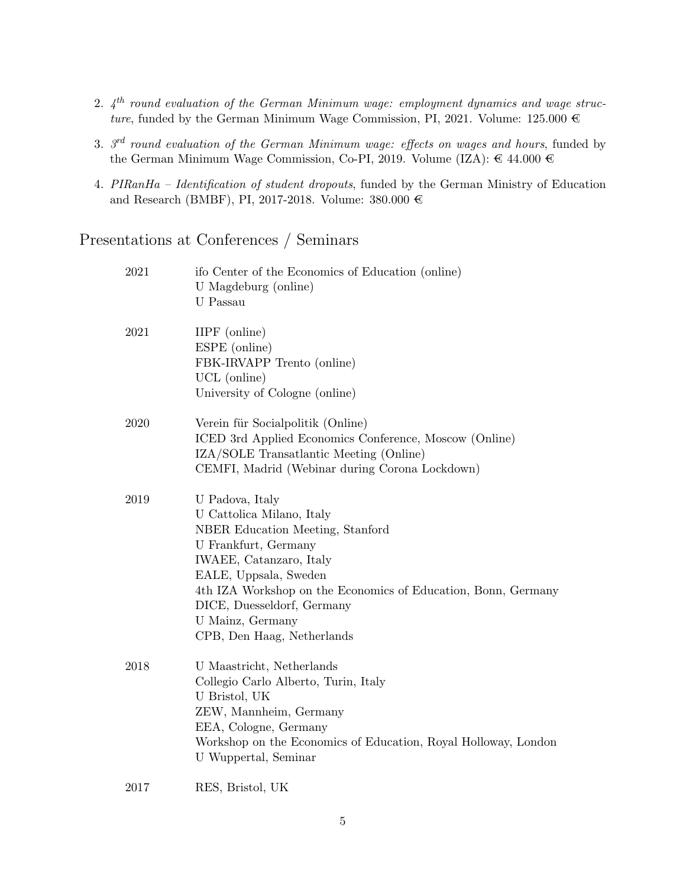2. *4th round evaluation of the German Minimum wage: employment dynamics and wage structure*, funded by the German Minimum Wage Commission, PI, 2021. Volume: 125.000 €

3. *3rd round evaluation of the German Minimum wage: effects on wages and hours*, funded by the German Minimum Wage Commission, Co-PI, 2019. Volume (IZA): € 44.000 €

4. *PIRanHa – Identification of student dropouts*, funded by the German Ministry of Education and Research (BMBF), PI, 2017-2018. Volume: 380.000 €

## Presentations at Conferences / Seminars

| | |
|---|---|
| 2021 | ifo Center of the Economics of Education (online)<br>U Magdeburg (online)<br>U Passau |
| 2021 | IIPF (online)<br>ESPE (online)<br>FBK-IRVAPP Trento (online)<br>UCL (online)<br>University of Cologne (online) |
| 2020 | Verein für Socialpolitik (Online)<br>ICED 3rd Applied Economics Conference, Moscow (Online)<br>IZA/SOLE Transatlantic Meeting (Online)<br>CEMFI, Madrid (Webinar during Corona Lockdown) |
| 2019 | U Padova, Italy<br>U Cattolica Milano, Italy<br>NBER Education Meeting, Stanford<br>U Frankfurt, Germany<br>IWAEE, Catanzaro, Italy<br>EALE, Uppsala, Sweden<br>4th IZA Workshop on the Economics of Education, Bonn, Germany<br>DICE, Duesseldorf, Germany<br>U Mainz, Germany<br>CPB, Den Haag, Netherlands |
| 2018 | U Maastricht, Netherlands<br>Collegio Carlo Alberto, Turin, Italy<br>U Bristol, UK<br>ZEW, Mannheim, Germany<br>EEA, Cologne, Germany<br>Workshop on the Economics of Education, Royal Holloway, London<br>U Wuppertal, Seminar |
| 2017 | RES, Bristol, UK |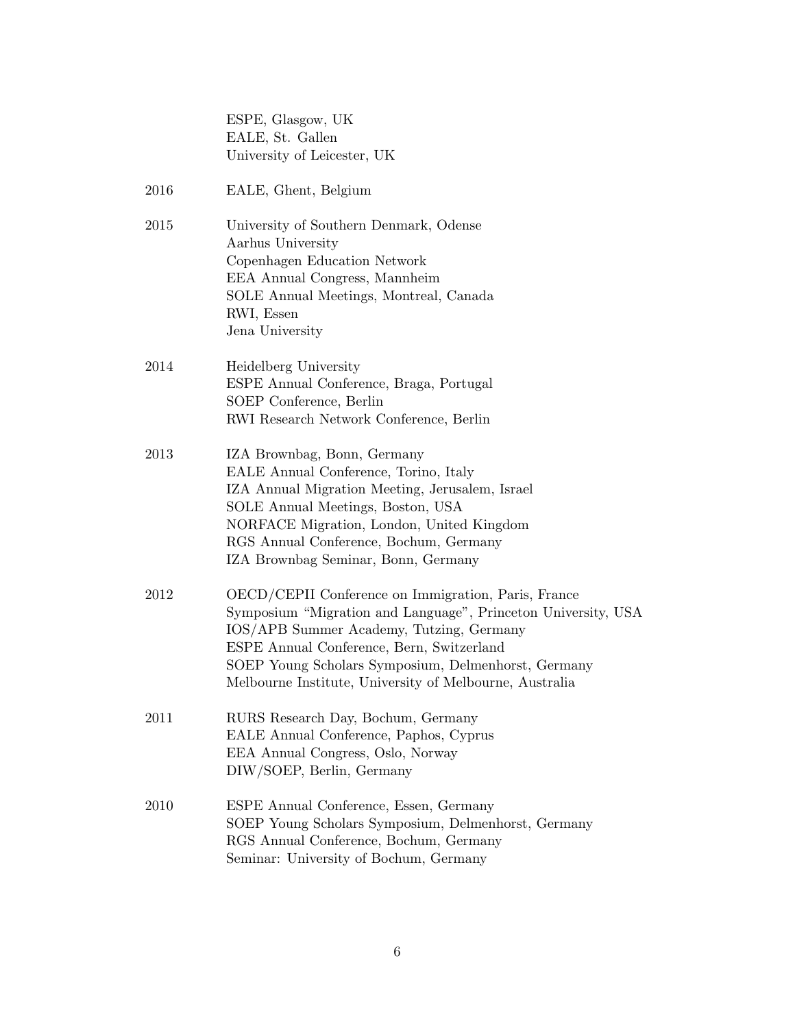| | |
|---|---|
| | ESPE, Glasgow, UK<br>EALE, St. Gallen<br>University of Leicester, UK |
| 2016 | EALE, Ghent, Belgium |
| 2015 | University of Southern Denmark, Odense<br>Aarhus University<br>Copenhagen Education Network<br>EEA Annual Congress, Mannheim<br>SOLE Annual Meetings, Montreal, Canada<br>RWI, Essen<br>Jena University |
| 2014 | Heidelberg University<br>ESPE Annual Conference, Braga, Portugal<br>SOEP Conference, Berlin<br>RWI Research Network Conference, Berlin |
| 2013 | IZA Brownbag, Bonn, Germany<br>EALE Annual Conference, Torino, Italy<br>IZA Annual Migration Meeting, Jerusalem, Israel<br>SOLE Annual Meetings, Boston, USA<br>NORFACE Migration, London, United Kingdom<br>RGS Annual Conference, Bochum, Germany<br>IZA Brownbag Seminar, Bonn, Germany |
| 2012 | OECD/CEPII Conference on Immigration, Paris, France<br>Symposium "Migration and Language", Princeton University, USA<br>IOS/APB Summer Academy, Tutzing, Germany<br>ESPE Annual Conference, Bern, Switzerland<br>SOEP Young Scholars Symposium, Delmenhorst, Germany<br>Melbourne Institute, University of Melbourne, Australia |
| 2011 | RURS Research Day, Bochum, Germany<br>EALE Annual Conference, Paphos, Cyprus<br>EEA Annual Congress, Oslo, Norway<br>DIW/SOEP, Berlin, Germany |
| 2010 | ESPE Annual Conference, Essen, Germany<br>SOEP Young Scholars Symposium, Delmenhorst, Germany<br>RGS Annual Conference, Bochum, Germany<br>Seminar: University of Bochum, Germany |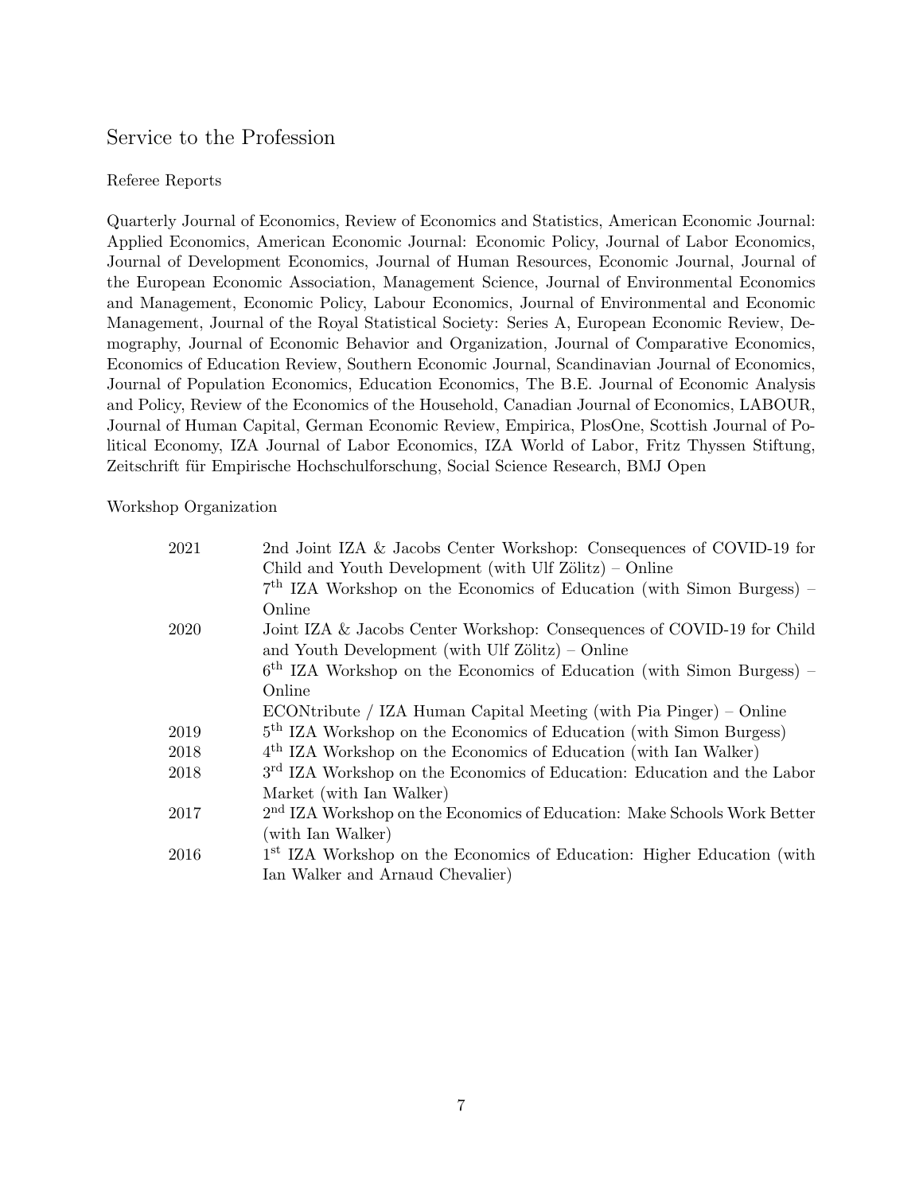## Service to the Profession

### Referee Reports

Quarterly Journal of Economics, Review of Economics and Statistics, American Economic Journal: Applied Economics, American Economic Journal: Economic Policy, Journal of Labor Economics, Journal of Development Economics, Journal of Human Resources, Economic Journal, Journal of the European Economic Association, Management Science, Journal of Environmental Economics and Management, Economic Policy, Labour Economics, Journal of Environmental and Economic Management, Journal of the Royal Statistical Society: Series A, European Economic Review, Demography, Journal of Economic Behavior and Organization, Journal of Comparative Economics, Economics of Education Review, Southern Economic Journal, Scandinavian Journal of Economics, Journal of Population Economics, Education Economics, The B.E. Journal of Economic Analysis and Policy, Review of the Economics of the Household, Canadian Journal of Economics, LABOUR, Journal of Human Capital, German Economic Review, Empirica, PlosOne, Scottish Journal of Political Economy, IZA Journal of Labor Economics, IZA World of Labor, Fritz Thyssen Stiftung, Zeitschrift für Empirische Hochschulforschung, Social Science Research, BMJ Open

### Workshop Organization

| | |
|---|---|
| 2021 | 2nd Joint IZA & Jacobs Center Workshop: Consequences of COVID-19 for Child and Youth Development (with Ulf Zölitz) – Online |
| | 7th IZA Workshop on the Economics of Education (with Simon Burgess) – Online |
| 2020 | Joint IZA & Jacobs Center Workshop: Consequences of COVID-19 for Child and Youth Development (with Ulf Zölitz) – Online |
| | 6th IZA Workshop on the Economics of Education (with Simon Burgess) – Online |
| | ECONtribute / IZA Human Capital Meeting (with Pia Pinger) – Online |
| 2019 | 5th IZA Workshop on the Economics of Education (with Simon Burgess) |
| 2018 | 4th IZA Workshop on the Economics of Education (with Ian Walker) |
| 2018 | 3rd IZA Workshop on the Economics of Education: Education and the Labor Market (with Ian Walker) |
| 2017 | 2nd IZA Workshop on the Economics of Education: Make Schools Work Better (with Ian Walker) |
| 2016 | 1st IZA Workshop on the Economics of Education: Higher Education (with Ian Walker and Arnaud Chevalier) |